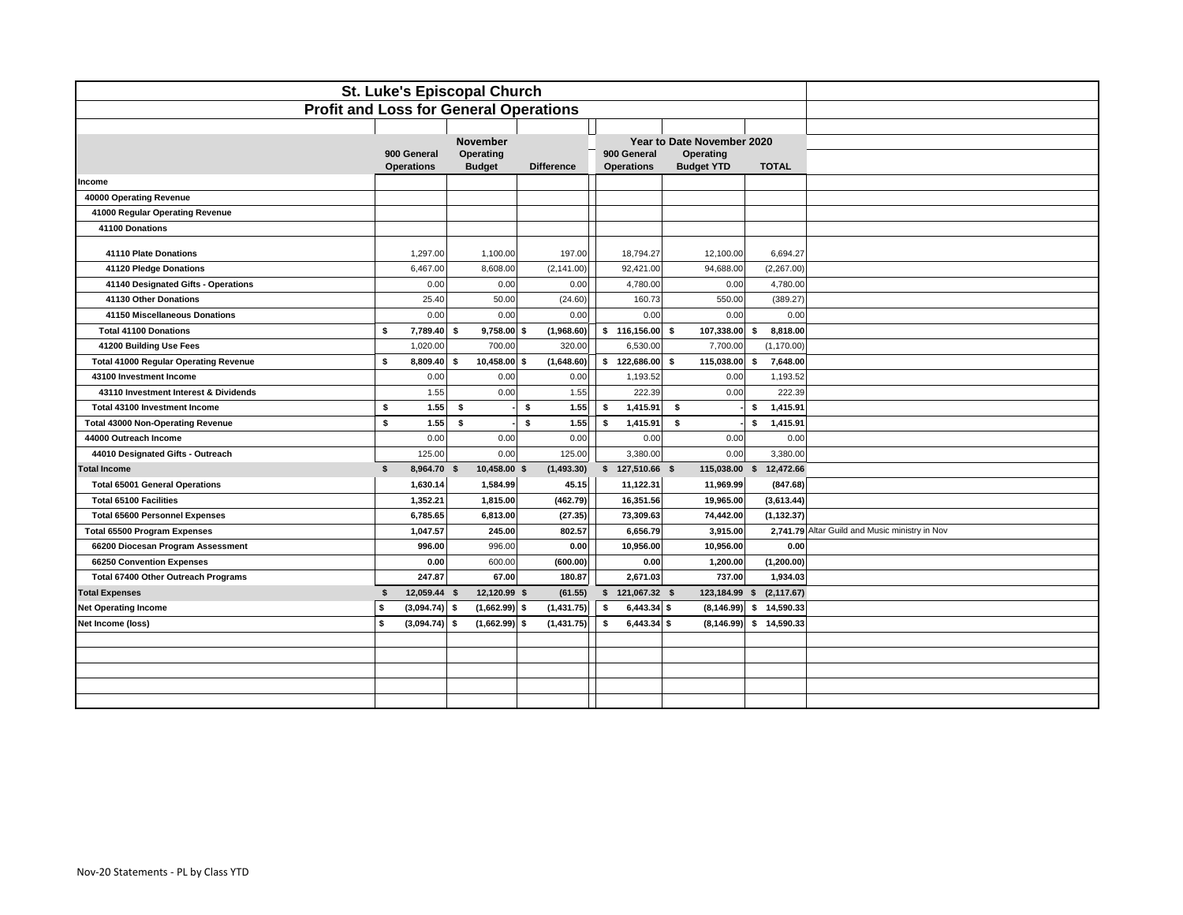# St. Luke's Episcopal Church

## Profit and Loss for General Operations

| | November | | | Year to Date November 2020 | | | |
|---|---|---|---|---|---|---|---|
| | 900 General Operations | Operating Budget | Difference | 900 General Operations | Operating Budget YTD | TOTAL | |
| **Income** | | | | | | | |
| **40000 Operating Revenue** | | | | | | | |
| **41000 Regular Operating Revenue** | | | | | | | |
| **41100 Donations** | | | | | | | |
| **41110 Plate Donations** | 1,297.00 | 1,100.00 | 197.00 | 18,794.27 | 12,100.00 | 6,694.27 | |
| **41120 Pledge Donations** | 6,467.00 | 8,608.00 | (2,141.00) | 92,421.00 | 94,688.00 | (2,267.00) | |
| **41140 Designated Gifts - Operations** | 0.00 | 0.00 | 0.00 | 4,780.00 | 0.00 | 4,780.00 | |
| **41130 Other Donations** | 25.40 | 50.00 | (24.60) | 160.73 | 550.00 | (389.27) | |
| **41150 Miscellaneous Donations** | 0.00 | 0.00 | 0.00 | 0.00 | 0.00 | 0.00 | |
| **Total 41100 Donations** | **$ 7,789.40** | **$ 9,758.00** | **$ (1,968.60)** | **$ 116,156.00** | **$ 107,338.00** | **$ 8,818.00** | |
| **41200 Building Use Fees** | 1,020.00 | 700.00 | 320.00 | 6,530.00 | 7,700.00 | (1,170.00) | |
| **Total 41000 Regular Operating Revenue** | **$ 8,809.40** | **$ 10,458.00** | **$ (1,648.60)** | **$ 122,686.00** | **$ 115,038.00** | **$ 7,648.00** | |
| **43100 Investment Income** | 0.00 | 0.00 | 0.00 | 1,193.52 | 0.00 | 1,193.52 | |
| **43110 Investment Interest & Dividends** | 1.55 | 0.00 | 1.55 | 222.39 | 0.00 | 222.39 | |
| **Total 43100 Investment Income** | **$ 1.55** | **$ -** | **$ 1.55** | **$ 1,415.91** | **$ -** | **$ 1,415.91** | |
| **Total 43000 Non-Operating Revenue** | **$ 1.55** | **$ -** | **$ 1.55** | **$ 1,415.91** | **$ -** | **$ 1,415.91** | |
| **44000 Outreach Income** | 0.00 | 0.00 | 0.00 | 0.00 | 0.00 | 0.00 | |
| **44010 Designated Gifts - Outreach** | 125.00 | 0.00 | 125.00 | 3,380.00 | 0.00 | 3,380.00 | |
| **Total Income** | **$ 8,964.70** | **$ 10,458.00** | **$ (1,493.30)** | **$ 127,510.66** | **$ 115,038.00** | **$ 12,472.66** | |
| **Total 65001 General Operations** | **1,630.14** | **1,584.99** | **45.15** | **11,122.31** | **11,969.99** | **(847.68)** | |
| **Total 65100 Facilities** | **1,352.21** | **1,815.00** | **(462.79)** | **16,351.56** | **19,965.00** | **(3,613.44)** | |
| **Total 65600 Personnel Expenses** | **6,785.65** | **6,813.00** | **(27.35)** | **73,309.63** | **74,442.00** | **(1,132.37)** | |
| **Total 65500 Program Expenses** | **1,047.57** | **245.00** | **802.57** | **6,656.79** | **3,915.00** | **2,741.79** | Altar Guild and Music ministry in Nov |
| **66200 Diocesan Program Assessment** | **996.00** | 996.00 | **0.00** | **10,956.00** | 10,956.00 | **0.00** | |
| **66250 Convention Expenses** | **0.00** | 600.00 | **(600.00)** | **0.00** | 1,200.00 | **(1,200.00)** | |
| **Total 67400 Other Outreach Programs** | **247.87** | **67.00** | **180.87** | **2,671.03** | **737.00** | **1,934.03** | |
| **Total Expenses** | **$ 12,059.44** | **$ 12,120.99** | **$ (61.55)** | **$ 121,067.32** | **$ 123,184.99** | **$ (2,117.67)** | |
| **Net Operating Income** | **$ (3,094.74)** | **$ (1,662.99)** | **$ (1,431.75)** | **$ 6,443.34** | **$ (8,146.99)** | **$ 14,590.33** | |
| **Net Income (loss)** | **$ (3,094.74)** | **$ (1,662.99)** | **$ (1,431.75)** | **$ 6,443.34** | **$ (8,146.99)** | **$ 14,590.33** | |

Nov-20 Statements - PL by Class YTD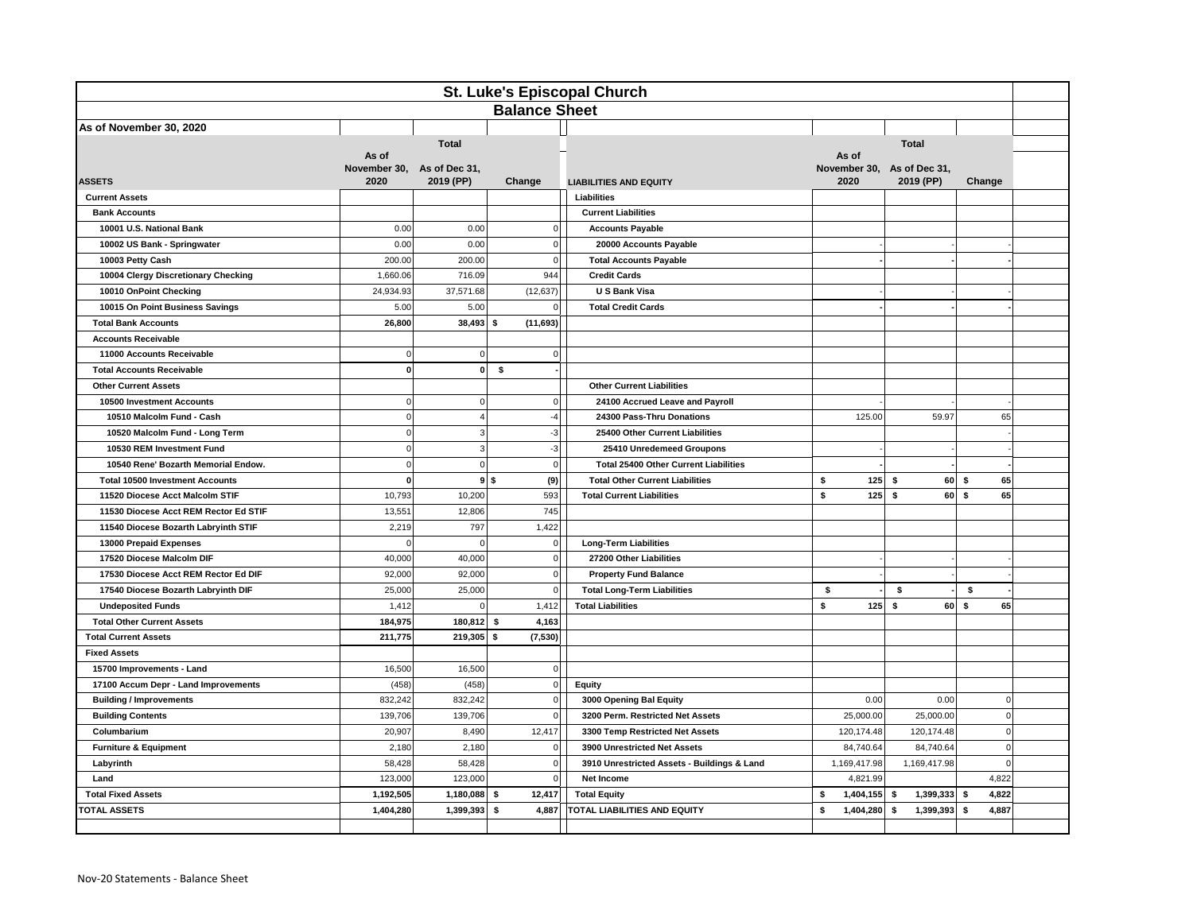# St. Luke's Episcopal Church

## Balance Sheet

As of November 30, 2020

| ASSETS | As of November 30, 2020 | As of Dec 31, 2019 (PP) | Change |
|---|---|---|---|
| | Total | | |
| **Current Assets** | | | |
| **Bank Accounts** | | | |
| 10001 U.S. National Bank | 0.00 | 0.00 | 0 |
| 10002 US Bank - Springwater | 0.00 | 0.00 | 0 |
| 10003 Petty Cash | 200.00 | 200.00 | 0 |
| 10004 Clergy Discretionary Checking | 1,660.06 | 716.09 | 944 |
| 10010 OnPoint Checking | 24,934.93 | 37,571.68 | (12,637) |
| 10015 On Point Business Savings | 5.00 | 5.00 | 0 |
| **Total Bank Accounts** | **26,800** | **38,493** | **$ (11,693)** |
| **Accounts Receivable** | | | |
| 11000 Accounts Receivable | 0 | 0 | 0 |
| **Total Accounts Receivable** | **0** | **0** | **$ -** |
| **Other Current Assets** | | | |
| 10500 Investment Accounts | 0 | 0 | 0 |
| 10510 Malcolm Fund - Cash | 0 | 4 | -4 |
| 10520 Malcolm Fund - Long Term | 0 | 3 | -3 |
| 10530 REM Investment Fund | 0 | 3 | -3 |
| 10540 Rene' Bozarth Memorial Endow. | 0 | 0 | 0 |
| **Total 10500 Investment Accounts** | **0** | **9** | **$ (9)** |
| 11520 Diocese Acct Malcolm STIF | 10,793 | 10,200 | 593 |
| 11530 Diocese Acct REM Rector Ed STIF | 13,551 | 12,806 | 745 |
| 11540 Diocese Bozarth Labryinth STIF | 2,219 | 797 | 1,422 |
| 13000 Prepaid Expenses | 0 | 0 | 0 |
| 17520 Diocese Malcolm DIF | 40,000 | 40,000 | 0 |
| 17530 Diocese Acct REM Rector Ed DIF | 92,000 | 92,000 | 0 |
| 17540 Diocese Bozarth Labryinth DIF | 25,000 | 25,000 | 0 |
| Undeposited Funds | 1,412 | 0 | 1,412 |
| **Total Other Current Assets** | **184,975** | **180,812** | **$ 4,163** |
| **Total Current Assets** | **211,775** | **219,305** | **$ (7,530)** |
| **Fixed Assets** | | | |
| 15700 Improvements - Land | 16,500 | 16,500 | 0 |
| 17100 Accum Depr - Land Improvements | (458) | (458) | 0 |
| Building / Improvements | 832,242 | 832,242 | 0 |
| Building Contents | 139,706 | 139,706 | 0 |
| Columbarium | 20,907 | 8,490 | 12,417 |
| Furniture & Equipment | 2,180 | 2,180 | 0 |
| Labyrinth | 58,428 | 58,428 | 0 |
| Land | 123,000 | 123,000 | 0 |
| **Total Fixed Assets** | **1,192,505** | **1,180,088** | **$ 12,417** |
| **TOTAL ASSETS** | **1,404,280** | **1,399,393** | **$ 4,887** |

| LIABILITIES AND EQUITY | As of November 30, 2020 | As of Dec 31, 2019 (PP) | Change |
|---|---|---|---|
| | Total | | |
| **Liabilities** | | | |
| **Current Liabilities** | | | |
| **Accounts Payable** | | | |
| 20000 Accounts Payable | - | - | - |
| **Total Accounts Payable** | **-** | **-** | **-** |
| **Credit Cards** | | | |
| U S Bank Visa | - | - | - |
| **Total Credit Cards** | **-** | **-** | **-** |
| **Other Current Liabilities** | | | |
| 24100 Accrued Leave and Payroll | - | - | - |
| 24300 Pass-Thru Donations | 125.00 | 59.97 | 65 |
| 25400 Other Current Liabilities | | | - |
| 25410 Unredemeed Groupons | - | - | - |
| **Total 25400 Other Current Liabilities** | **-** | **-** | **-** |
| **Total Other Current Liabilities** | **$ 125** | **$ 60** | **$ 65** |
| **Total Current Liabilities** | **$ 125** | **$ 60** | **$ 65** |
| **Long-Term Liabilities** | | | |
| 27200 Other Liabilities | - | - | - |
| Property Fund Balance | - | - | - |
| **Total Long-Term Liabilities** | **$ -** | **$ -** | **$ -** |
| **Total Liabilities** | **$ 125** | **$ 60** | **$ 65** |
| **Equity** | | | |
| 3000 Opening Bal Equity | 0.00 | 0.00 | 0 |
| 3200 Perm. Restricted Net Assets | 25,000.00 | 25,000.00 | 0 |
| 3300 Temp Restricted Net Assets | 120,174.48 | 120,174.48 | 0 |
| 3900 Unrestricted Net Assets | 84,740.64 | 84,740.64 | 0 |
| 3910 Unrestricted Assets - Buildings & Land | 1,169,417.98 | 1,169,417.98 | 0 |
| Net Income | 4,821.99 | | 4,822 |
| **Total Equity** | **$ 1,404,155** | **$ 1,399,333** | **$ 4,822** |
| **TOTAL LIABILITIES AND EQUITY** | **$ 1,404,280** | **$ 1,399,393** | **$ 4,887** |

Nov-20 Statements - Balance Sheet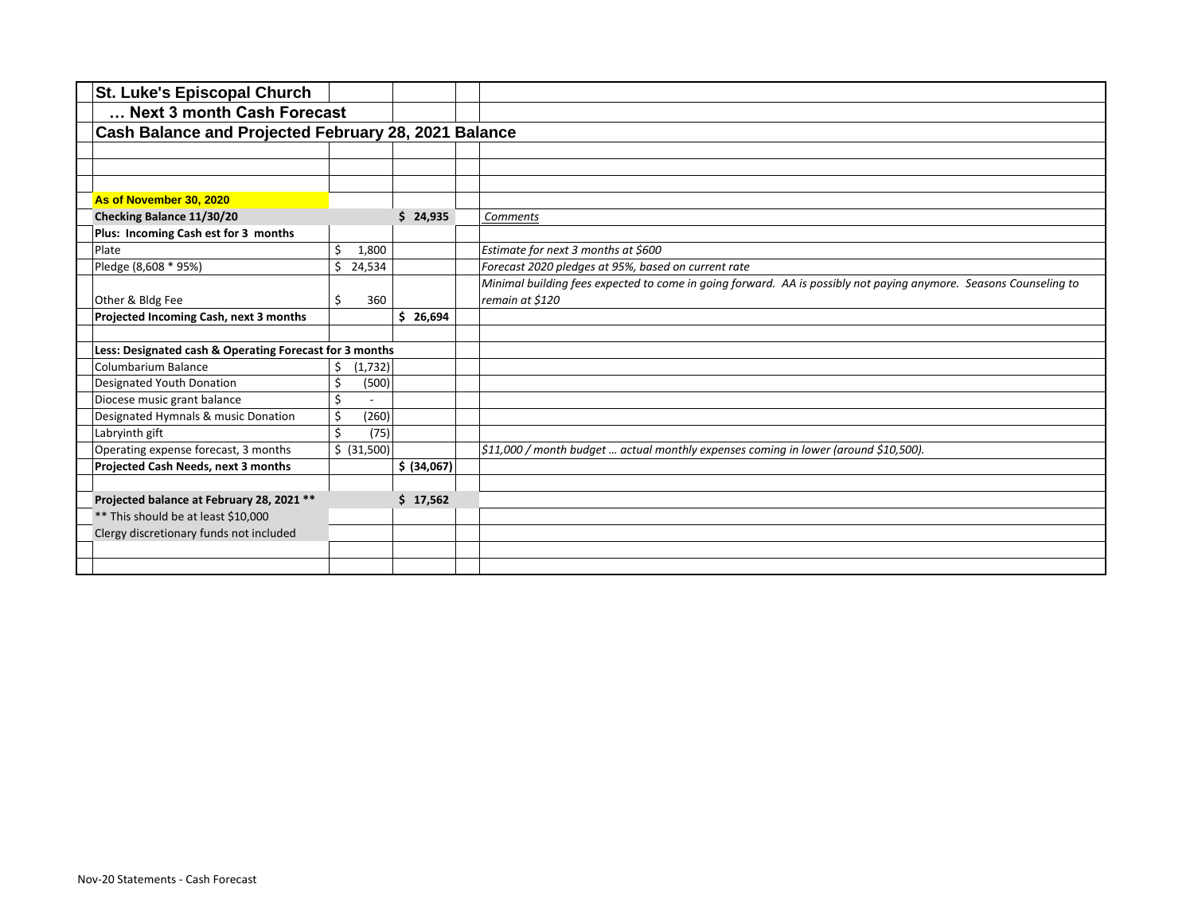# St. Luke's Episcopal Church

## … Next 3 month Cash Forecast

## Cash Balance and Projected February 28, 2021 Balance

| | | | |
|---|---|---|---|
| **As of November 30, 2020** | | | |
| **Checking Balance 11/30/20** | | **$ 24,935** | *Comments* |
| **Plus: Incoming Cash est for 3 months** | | | |
| Plate | $ 1,800 | | *Estimate for next 3 months at $600* |
| Pledge (8,608 * 95%) | $ 24,534 | | *Forecast 2020 pledges at 95%, based on current rate* |
| Other & Bldg Fee | $ 360 | | *Minimal building fees expected to come in going forward. AA is possibly not paying anymore. Seasons Counseling to remain at $120* |
| **Projected Incoming Cash, next 3 months** | | **$ 26,694** | |
| | | | |
| **Less: Designated cash & Operating Forecast for 3 months** | | | |
| Columbarium Balance | $ (1,732) | | |
| Designated Youth Donation | $ (500) | | |
| Diocese music grant balance | $ - | | |
| Designated Hymnals & music Donation | $ (260) | | |
| Labryinth gift | $ (75) | | |
| Operating expense forecast, 3 months | $ (31,500) | | *$11,000 / month budget … actual monthly expenses coming in lower (around $10,500).* |
| **Projected Cash Needs, next 3 months** | | **$ (34,067)** | |
| | | | |
| **Projected balance at February 28, 2021 \*\*** | | **$ 17,562** | |
| ** This should be at least $10,000 | | | |
| Clergy discretionary funds not included | | | |